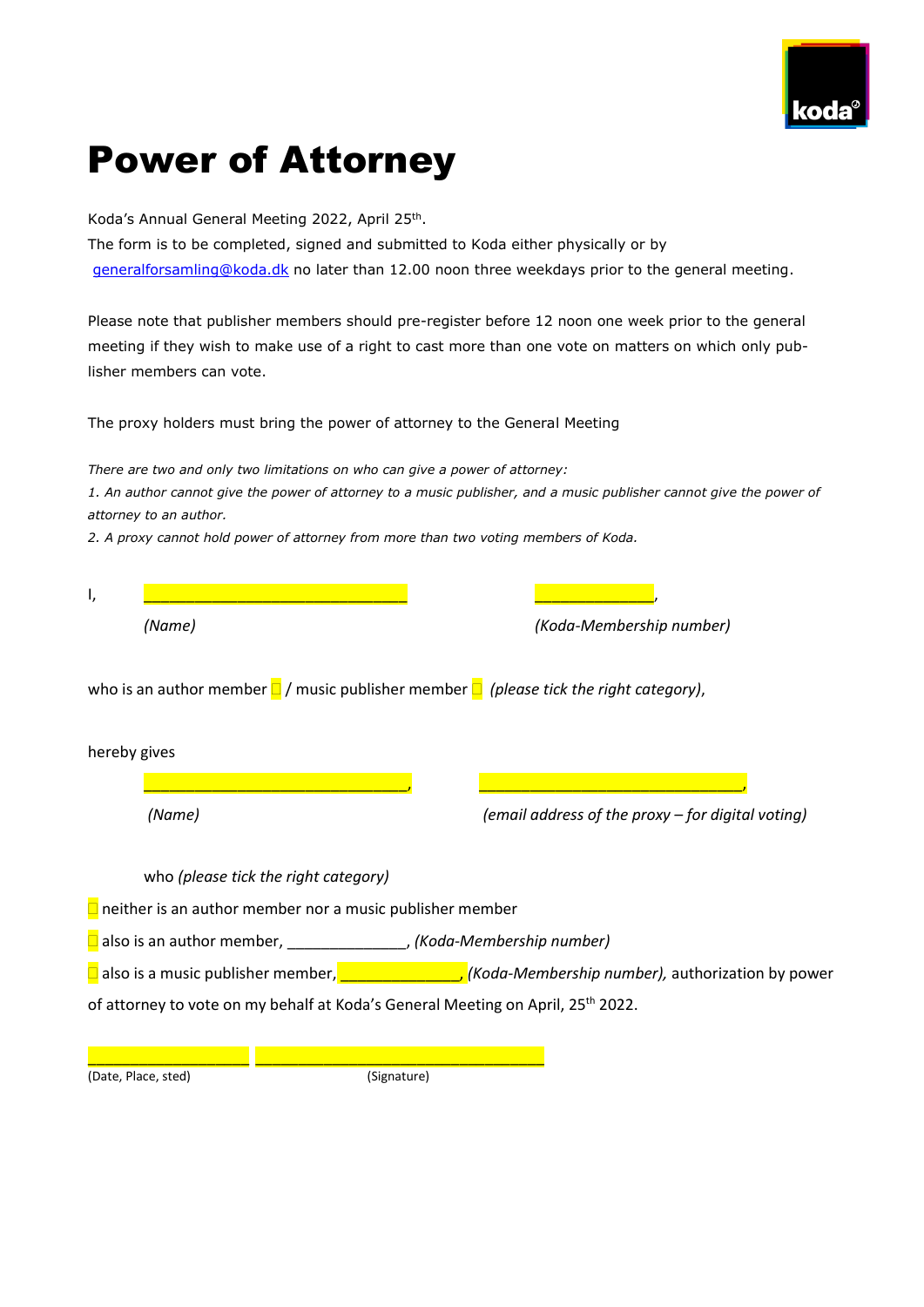# Power of Attorney

Koda's Annual General Meeting 2022, April 25th.

The form is to be completed, signed and submitted to Koda either physically or by generalforsamling@koda.dk no later than 12.00 noon three weekdays prior to the general meeting.

Please note that publisher members should pre-register before 12 noon one week prior to the general meeting if they wish to make use of a right to cast more than one vote on matters on which only publisher members can vote.

The proxy holders must bring the power of attorney to the General Meeting

*There are two and only two limitations on who can give a power of attorney:*

*1. An author cannot give the power of attorney to a music publisher, and a music publisher cannot give the power of attorney to an author.*

*2. A proxy cannot hold power of attorney from more than two voting members of Koda.*

I, ______________________________ ______________,

*(Name)* *(Koda-Membership number)*

who is an author member ☐ / music publisher member ☐ *(please tick the right category)*,

hereby gives

______________________________, ______________________________,

*(Name)* *(email address of the proxy – for digital voting)*

who *(please tick the right category)*

☐ neither is an author member nor a music publisher member

☐ also is an author member, ______________, *(Koda-Membership number)*

☐ also is a music publisher member, ______________, *(Koda-Membership number)*, authorization by power of attorney to vote on my behalf at Koda's General Meeting on April, 25th 2022.

__________________ ________________________________

(Date, Place, sted) (Signature)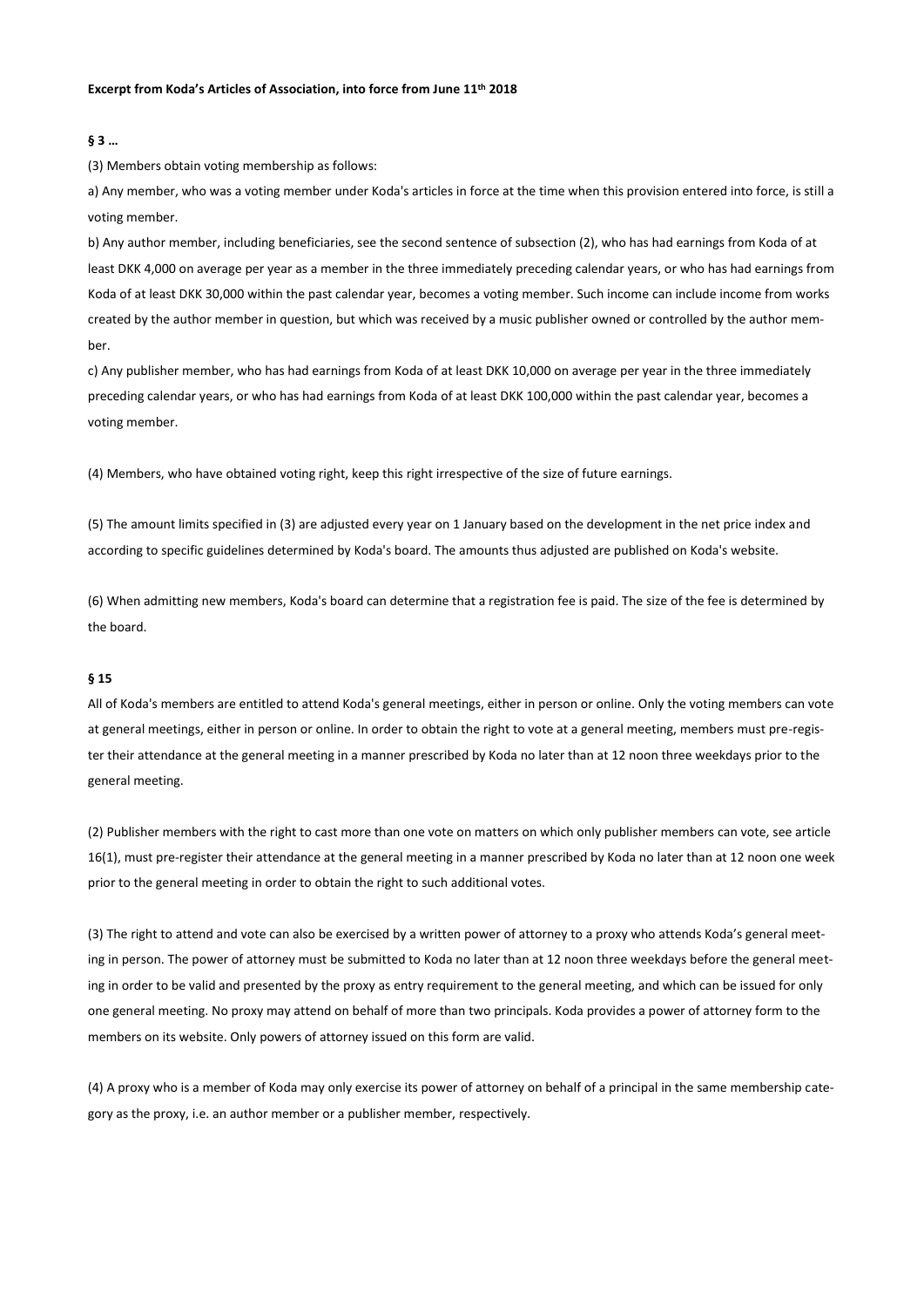**Excerpt from Koda's Articles of Association, into force from June 11th 2018**

**§ 3 …**

(3) Members obtain voting membership as follows:

a) Any member, who was a voting member under Koda's articles in force at the time when this provision entered into force, is still a voting member.

b) Any author member, including beneficiaries, see the second sentence of subsection (2), who has had earnings from Koda of at least DKK 4,000 on average per year as a member in the three immediately preceding calendar years, or who has had earnings from Koda of at least DKK 30,000 within the past calendar year, becomes a voting member. Such income can include income from works created by the author member in question, but which was received by a music publisher owned or controlled by the author member.

c) Any publisher member, who has had earnings from Koda of at least DKK 10,000 on average per year in the three immediately preceding calendar years, or who has had earnings from Koda of at least DKK 100,000 within the past calendar year, becomes a voting member.

(4) Members, who have obtained voting right, keep this right irrespective of the size of future earnings.

(5) The amount limits specified in (3) are adjusted every year on 1 January based on the development in the net price index and according to specific guidelines determined by Koda's board. The amounts thus adjusted are published on Koda's website.

(6) When admitting new members, Koda's board can determine that a registration fee is paid. The size of the fee is determined by the board.

**§ 15**

All of Koda's members are entitled to attend Koda's general meetings, either in person or online. Only the voting members can vote at general meetings, either in person or online. In order to obtain the right to vote at a general meeting, members must pre-register their attendance at the general meeting in a manner prescribed by Koda no later than at 12 noon three weekdays prior to the general meeting.

(2) Publisher members with the right to cast more than one vote on matters on which only publisher members can vote, see article 16(1), must pre-register their attendance at the general meeting in a manner prescribed by Koda no later than at 12 noon one week prior to the general meeting in order to obtain the right to such additional votes.

(3) The right to attend and vote can also be exercised by a written power of attorney to a proxy who attends Koda's general meeting in person. The power of attorney must be submitted to Koda no later than at 12 noon three weekdays before the general meeting in order to be valid and presented by the proxy as entry requirement to the general meeting, and which can be issued for only one general meeting. No proxy may attend on behalf of more than two principals. Koda provides a power of attorney form to the members on its website. Only powers of attorney issued on this form are valid.

(4) A proxy who is a member of Koda may only exercise its power of attorney on behalf of a principal in the same membership category as the proxy, i.e. an author member or a publisher member, respectively.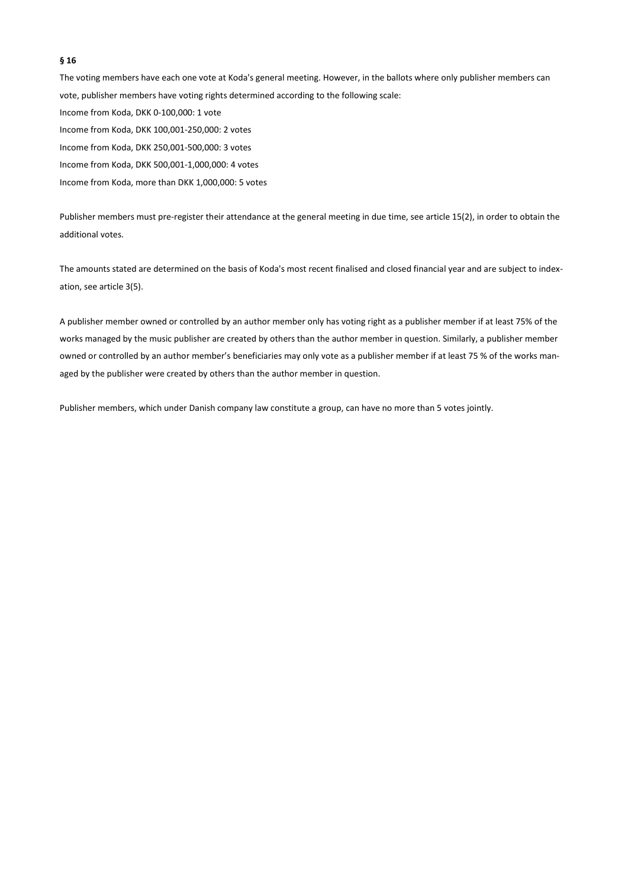**§ 16**

The voting members have each one vote at Koda's general meeting. However, in the ballots where only publisher members can vote, publisher members have voting rights determined according to the following scale:

Income from Koda, DKK 0-100,000: 1 vote
Income from Koda, DKK 100,001-250,000: 2 votes
Income from Koda, DKK 250,001-500,000: 3 votes
Income from Koda, DKK 500,001-1,000,000: 4 votes
Income from Koda, more than DKK 1,000,000: 5 votes

Publisher members must pre-register their attendance at the general meeting in due time, see article 15(2), in order to obtain the additional votes.

The amounts stated are determined on the basis of Koda's most recent finalised and closed financial year and are subject to indexation, see article 3(5).

A publisher member owned or controlled by an author member only has voting right as a publisher member if at least 75% of the works managed by the music publisher are created by others than the author member in question. Similarly, a publisher member owned or controlled by an author member's beneficiaries may only vote as a publisher member if at least 75 % of the works managed by the publisher were created by others than the author member in question.

Publisher members, which under Danish company law constitute a group, can have no more than 5 votes jointly.